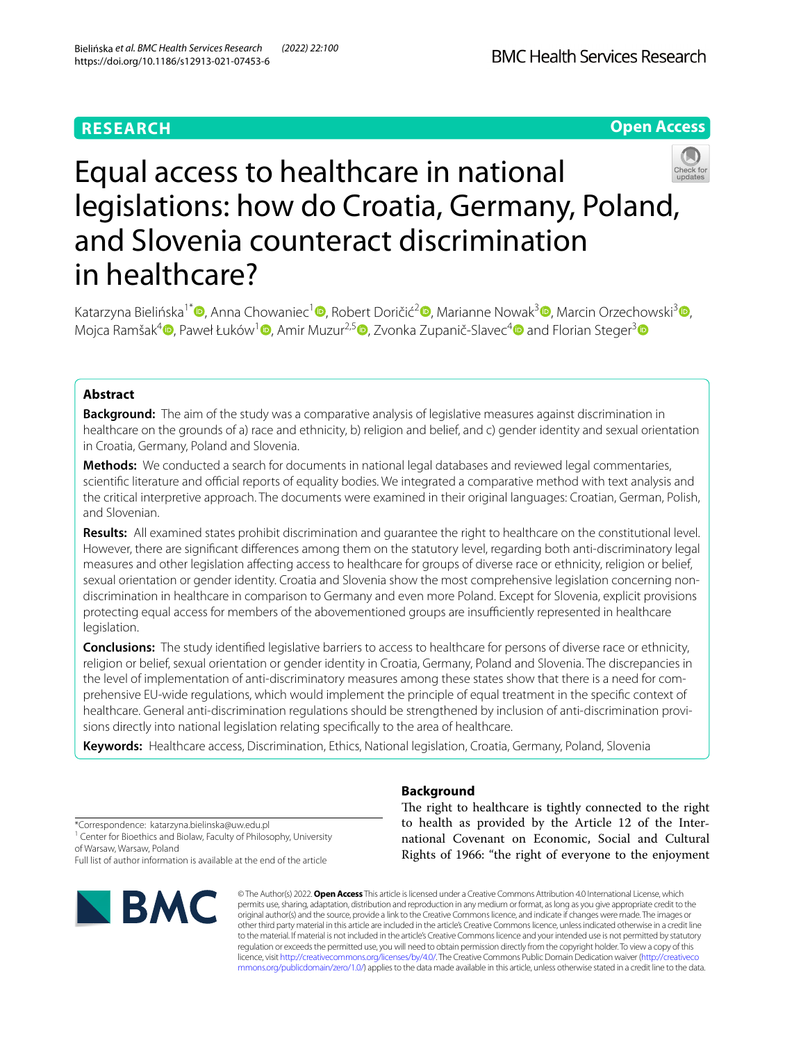RESEARCH

Open Access

# Equal access to healthcare in national legislations: how do Croatia, Germany, Poland, and Slovenia counteract discrimination in healthcare?

Katarzyna Bielińska[1*], Anna Chowaniec[1], Robert Doričić[2], Marianne Nowak[3], Marcin Orzechowski[3], Mojca Ramšak[4], Paweł Łuków[1], Amir Muzur[2,5], Zvonka Zupanič-Slavec[4] and Florian Steger[3]

## Abstract

**Background:** The aim of the study was a comparative analysis of legislative measures against discrimination in healthcare on the grounds of a) race and ethnicity, b) religion and belief, and c) gender identity and sexual orientation in Croatia, Germany, Poland and Slovenia.

**Methods:** We conducted a search for documents in national legal databases and reviewed legal commentaries, scientific literature and official reports of equality bodies. We integrated a comparative method with text analysis and the critical interpretive approach. The documents were examined in their original languages: Croatian, German, Polish, and Slovenian.

**Results:** All examined states prohibit discrimination and guarantee the right to healthcare on the constitutional level. However, there are significant differences among them on the statutory level, regarding both anti-discriminatory legal measures and other legislation affecting access to healthcare for groups of diverse race or ethnicity, religion or belief, sexual orientation or gender identity. Croatia and Slovenia show the most comprehensive legislation concerning non-discrimination in healthcare in comparison to Germany and even more Poland. Except for Slovenia, explicit provisions protecting equal access for members of the abovementioned groups are insufficiently represented in healthcare legislation.

**Conclusions:** The study identified legislative barriers to access to healthcare for persons of diverse race or ethnicity, religion or belief, sexual orientation or gender identity in Croatia, Germany, Poland and Slovenia. The discrepancies in the level of implementation of anti-discriminatory measures among these states show that there is a need for comprehensive EU-wide regulations, which would implement the principle of equal treatment in the specific context of healthcare. General anti-discrimination regulations should be strengthened by inclusion of anti-discrimination provisions directly into national legislation relating specifically to the area of healthcare.

**Keywords:** Healthcare access, Discrimination, Ethics, National legislation, Croatia, Germany, Poland, Slovenia

*Correspondence: katarzyna.bielinska@uw.edu.pl
[1] Center for Bioethics and Biolaw, Faculty of Philosophy, University of Warsaw, Warsaw, Poland
Full list of author information is available at the end of the article

## Background

The right to healthcare is tightly connected to the right to health as provided by the Article 12 of the International Covenant on Economic, Social and Cultural Rights of 1966: "the right of everyone to the enjoyment

© The Author(s) 2022. **Open Access** This article is licensed under a Creative Commons Attribution 4.0 International License, which permits use, sharing, adaptation, distribution and reproduction in any medium or format, as long as you give appropriate credit to the original author(s) and the source, provide a link to the Creative Commons licence, and indicate if changes were made. The images or other third party material in this article are included in the article's Creative Commons licence, unless indicated otherwise in a credit line to the material. If material is not included in the article's Creative Commons licence and your intended use is not permitted by statutory regulation or exceeds the permitted use, you will need to obtain permission directly from the copyright holder. To view a copy of this licence, visit http://creativecommons.org/licenses/by/4.0/. The Creative Commons Public Domain Dedication waiver (http://creativecommons.org/publicdomain/zero/1.0/) applies to the data made available in this article, unless otherwise stated in a credit line to the data.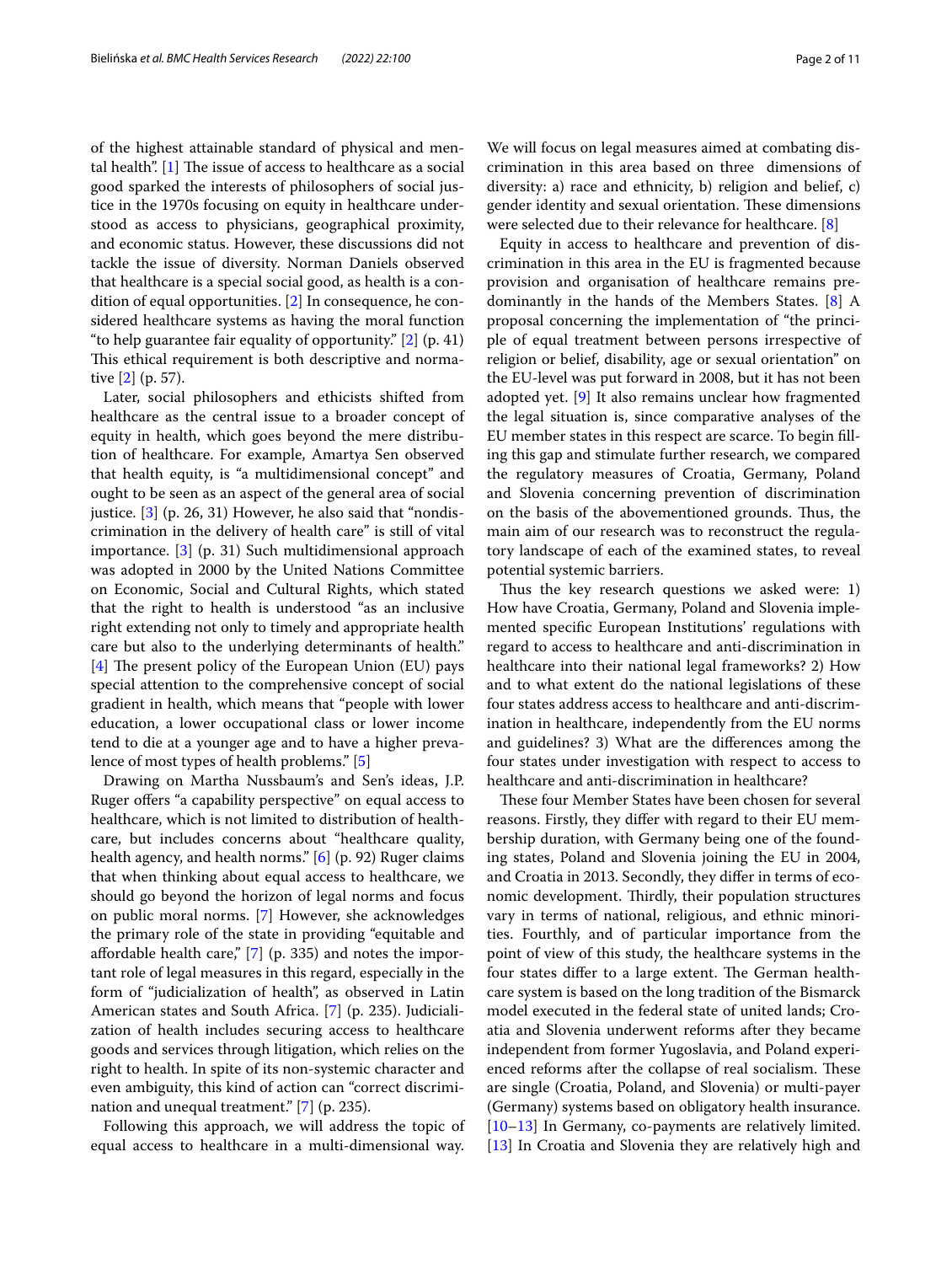of the highest attainable standard of physical and mental health". [1] The issue of access to healthcare as a social good sparked the interests of philosophers of social justice in the 1970s focusing on equity in healthcare understood as access to physicians, geographical proximity, and economic status. However, these discussions did not tackle the issue of diversity. Norman Daniels observed that healthcare is a special social good, as health is a condition of equal opportunities. [2] In consequence, he considered healthcare systems as having the moral function "to help guarantee fair equality of opportunity." [2] (p. 41) This ethical requirement is both descriptive and normative [2] (p. 57).

Later, social philosophers and ethicists shifted from healthcare as the central issue to a broader concept of equity in health, which goes beyond the mere distribution of healthcare. For example, Amartya Sen observed that health equity, is "a multidimensional concept" and ought to be seen as an aspect of the general area of social justice. [3] (p. 26, 31) However, he also said that "nondiscrimination in the delivery of health care" is still of vital importance. [3] (p. 31) Such multidimensional approach was adopted in 2000 by the United Nations Committee on Economic, Social and Cultural Rights, which stated that the right to health is understood "as an inclusive right extending not only to timely and appropriate health care but also to the underlying determinants of health." [4] The present policy of the European Union (EU) pays special attention to the comprehensive concept of social gradient in health, which means that "people with lower education, a lower occupational class or lower income tend to die at a younger age and to have a higher prevalence of most types of health problems." [5]

Drawing on Martha Nussbaum's and Sen's ideas, J.P. Ruger offers "a capability perspective" on equal access to healthcare, which is not limited to distribution of healthcare, but includes concerns about "healthcare quality, health agency, and health norms." [6] (p. 92) Ruger claims that when thinking about equal access to healthcare, we should go beyond the horizon of legal norms and focus on public moral norms. [7] However, she acknowledges the primary role of the state in providing "equitable and affordable health care," [7] (p. 335) and notes the important role of legal measures in this regard, especially in the form of "judicialization of health", as observed in Latin American states and South Africa. [7] (p. 235). Judicialization of health includes securing access to healthcare goods and services through litigation, which relies on the right to health. In spite of its non-systemic character and even ambiguity, this kind of action can "correct discrimination and unequal treatment." [7] (p. 235).

Following this approach, we will address the topic of equal access to healthcare in a multi-dimensional way. We will focus on legal measures aimed at combating discrimination in this area based on three dimensions of diversity: a) race and ethnicity, b) religion and belief, c) gender identity and sexual orientation. These dimensions were selected due to their relevance for healthcare. [8]

Equity in access to healthcare and prevention of discrimination in this area in the EU is fragmented because provision and organisation of healthcare remains predominantly in the hands of the Members States. [8] A proposal concerning the implementation of "the principle of equal treatment between persons irrespective of religion or belief, disability, age or sexual orientation" on the EU-level was put forward in 2008, but it has not been adopted yet. [9] It also remains unclear how fragmented the legal situation is, since comparative analyses of the EU member states in this respect are scarce. To begin filling this gap and stimulate further research, we compared the regulatory measures of Croatia, Germany, Poland and Slovenia concerning prevention of discrimination on the basis of the abovementioned grounds. Thus, the main aim of our research was to reconstruct the regulatory landscape of each of the examined states, to reveal potential systemic barriers.

Thus the key research questions we asked were: 1) How have Croatia, Germany, Poland and Slovenia implemented specific European Institutions' regulations with regard to access to healthcare and anti-discrimination in healthcare into their national legal frameworks? 2) How and to what extent do the national legislations of these four states address access to healthcare and anti-discrimination in healthcare, independently from the EU norms and guidelines? 3) What are the differences among the four states under investigation with respect to access to healthcare and anti-discrimination in healthcare?

These four Member States have been chosen for several reasons. Firstly, they differ with regard to their EU membership duration, with Germany being one of the founding states, Poland and Slovenia joining the EU in 2004, and Croatia in 2013. Secondly, they differ in terms of economic development. Thirdly, their population structures vary in terms of national, religious, and ethnic minorities. Fourthly, and of particular importance from the point of view of this study, the healthcare systems in the four states differ to a large extent. The German healthcare system is based on the long tradition of the Bismarck model executed in the federal state of united lands; Croatia and Slovenia underwent reforms after they became independent from former Yugoslavia, and Poland experienced reforms after the collapse of real socialism. These are single (Croatia, Poland, and Slovenia) or multi-payer (Germany) systems based on obligatory health insurance. [10–13] In Germany, co-payments are relatively limited. [13] In Croatia and Slovenia they are relatively high and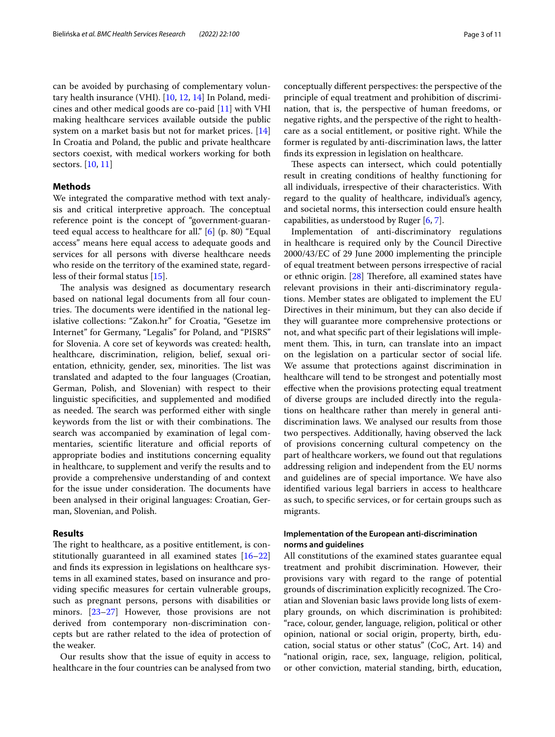can be avoided by purchasing of complementary voluntary health insurance (VHI). [10, 12, 14] In Poland, medicines and other medical goods are co-paid [11] with VHI making healthcare services available outside the public system on a market basis but not for market prices. [14] In Croatia and Poland, the public and private healthcare sectors coexist, with medical workers working for both sectors. [10, 11]

## Methods

We integrated the comparative method with text analysis and critical interpretive approach. The conceptual reference point is the concept of "government-guaranteed equal access to healthcare for all." [6] (p. 80) "Equal access" means here equal access to adequate goods and services for all persons with diverse healthcare needs who reside on the territory of the examined state, regardless of their formal status [15].

The analysis was designed as documentary research based on national legal documents from all four countries. The documents were identified in the national legislative collections: "Zakon.hr" for Croatia, "Gesetze im Internet" for Germany, "Legalis" for Poland, and "PISRS" for Slovenia. A core set of keywords was created: health, healthcare, discrimination, religion, belief, sexual orientation, ethnicity, gender, sex, minorities. The list was translated and adapted to the four languages (Croatian, German, Polish, and Slovenian) with respect to their linguistic specificities, and supplemented and modified as needed. The search was performed either with single keywords from the list or with their combinations. The search was accompanied by examination of legal commentaries, scientific literature and official reports of appropriate bodies and institutions concerning equality in healthcare, to supplement and verify the results and to provide a comprehensive understanding of and context for the issue under consideration. The documents have been analysed in their original languages: Croatian, German, Slovenian, and Polish.

## Results

The right to healthcare, as a positive entitlement, is constitutionally guaranteed in all examined states [16–22] and finds its expression in legislations on healthcare systems in all examined states, based on insurance and providing specific measures for certain vulnerable groups, such as pregnant persons, persons with disabilities or minors. [23–27] However, those provisions are not derived from contemporary non-discrimination concepts but are rather related to the idea of protection of the weaker.

Our results show that the issue of equity in access to healthcare in the four countries can be analysed from two conceptually different perspectives: the perspective of the principle of equal treatment and prohibition of discrimination, that is, the perspective of human freedoms, or negative rights, and the perspective of the right to healthcare as a social entitlement, or positive right. While the former is regulated by anti-discrimination laws, the latter finds its expression in legislation on healthcare.

These aspects can intersect, which could potentially result in creating conditions of healthy functioning for all individuals, irrespective of their characteristics. With regard to the quality of healthcare, individual's agency, and societal norms, this intersection could ensure health capabilities, as understood by Ruger [6, 7].

Implementation of anti-discriminatory regulations in healthcare is required only by the Council Directive 2000/43/EC of 29 June 2000 implementing the principle of equal treatment between persons irrespective of racial or ethnic origin. [28] Therefore, all examined states have relevant provisions in their anti-discriminatory regulations. Member states are obligated to implement the EU Directives in their minimum, but they can also decide if they will guarantee more comprehensive protections or not, and what specific part of their legislations will implement them. This, in turn, can translate into an impact on the legislation on a particular sector of social life. We assume that protections against discrimination in healthcare will tend to be strongest and potentially most effective when the provisions protecting equal treatment of diverse groups are included directly into the regulations on healthcare rather than merely in general anti-discrimination laws. We analysed our results from those two perspectives. Additionally, having observed the lack of provisions concerning cultural competency on the part of healthcare workers, we found out that regulations addressing religion and independent from the EU norms and guidelines are of special importance. We have also identified various legal barriers in access to healthcare as such, to specific services, or for certain groups such as migrants.

### Implementation of the European anti-discrimination norms and guidelines

All constitutions of the examined states guarantee equal treatment and prohibit discrimination. However, their provisions vary with regard to the range of potential grounds of discrimination explicitly recognized. The Croatian and Slovenian basic laws provide long lists of exemplary grounds, on which discrimination is prohibited: "race, colour, gender, language, religion, political or other opinion, national or social origin, property, birth, education, social status or other status" (CoC, Art. 14) and "national origin, race, sex, language, religion, political, or other conviction, material standing, birth, education,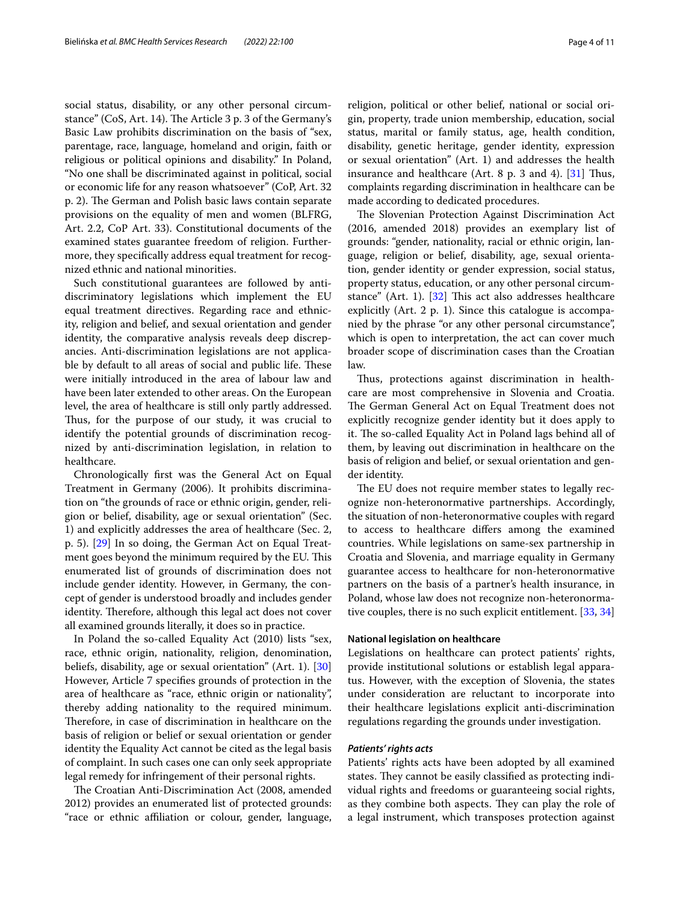social status, disability, or any other personal circumstance" (CoS, Art. 14). The Article 3 p. 3 of the Germany's Basic Law prohibits discrimination on the basis of "sex, parentage, race, language, homeland and origin, faith or religious or political opinions and disability." In Poland, "No one shall be discriminated against in political, social or economic life for any reason whatsoever" (CoP, Art. 32 p. 2). The German and Polish basic laws contain separate provisions on the equality of men and women (BLFRG, Art. 2.2, CoP Art. 33). Constitutional documents of the examined states guarantee freedom of religion. Furthermore, they specifically address equal treatment for recognized ethnic and national minorities.

Such constitutional guarantees are followed by anti-discriminatory legislations which implement the EU equal treatment directives. Regarding race and ethnicity, religion and belief, and sexual orientation and gender identity, the comparative analysis reveals deep discrepancies. Anti-discrimination legislations are not applicable by default to all areas of social and public life. These were initially introduced in the area of labour law and have been later extended to other areas. On the European level, the area of healthcare is still only partly addressed. Thus, for the purpose of our study, it was crucial to identify the potential grounds of discrimination recognized by anti-discrimination legislation, in relation to healthcare.

Chronologically first was the General Act on Equal Treatment in Germany (2006). It prohibits discrimination on "the grounds of race or ethnic origin, gender, religion or belief, disability, age or sexual orientation" (Sec. 1) and explicitly addresses the area of healthcare (Sec. 2, p. 5). [29] In so doing, the German Act on Equal Treatment goes beyond the minimum required by the EU. This enumerated list of grounds of discrimination does not include gender identity. However, in Germany, the concept of gender is understood broadly and includes gender identity. Therefore, although this legal act does not cover all examined grounds literally, it does so in practice.

In Poland the so-called Equality Act (2010) lists "sex, race, ethnic origin, nationality, religion, denomination, beliefs, disability, age or sexual orientation" (Art. 1). [30] However, Article 7 specifies grounds of protection in the area of healthcare as "race, ethnic origin or nationality", thereby adding nationality to the required minimum. Therefore, in case of discrimination in healthcare on the basis of religion or belief or sexual orientation or gender identity the Equality Act cannot be cited as the legal basis of complaint. In such cases one can only seek appropriate legal remedy for infringement of their personal rights.

The Croatian Anti-Discrimination Act (2008, amended 2012) provides an enumerated list of protected grounds: "race or ethnic affiliation or colour, gender, language, religion, political or other belief, national or social origin, property, trade union membership, education, social status, marital or family status, age, health condition, disability, genetic heritage, gender identity, expression or sexual orientation" (Art. 1) and addresses the health insurance and healthcare (Art. 8 p. 3 and 4). [31] Thus, complaints regarding discrimination in healthcare can be made according to dedicated procedures.

The Slovenian Protection Against Discrimination Act (2016, amended 2018) provides an exemplary list of grounds: "gender, nationality, racial or ethnic origin, language, religion or belief, disability, age, sexual orientation, gender identity or gender expression, social status, property status, education, or any other personal circumstance" (Art. 1). [32] This act also addresses healthcare explicitly (Art. 2 p. 1). Since this catalogue is accompanied by the phrase "or any other personal circumstance", which is open to interpretation, the act can cover much broader scope of discrimination cases than the Croatian law.

Thus, protections against discrimination in healthcare are most comprehensive in Slovenia and Croatia. The German General Act on Equal Treatment does not explicitly recognize gender identity but it does apply to it. The so-called Equality Act in Poland lags behind all of them, by leaving out discrimination in healthcare on the basis of religion and belief, or sexual orientation and gender identity.

The EU does not require member states to legally recognize non-heteronormative partnerships. Accordingly, the situation of non-heteronormative couples with regard to access to healthcare differs among the examined countries. While legislations on same-sex partnership in Croatia and Slovenia, and marriage equality in Germany guarantee access to healthcare for non-heteronormative partners on the basis of a partner's health insurance, in Poland, whose law does not recognize non-heteronormative couples, there is no such explicit entitlement. [33, 34]

#### National legislation on healthcare

Legislations on healthcare can protect patients' rights, provide institutional solutions or establish legal apparatus. However, with the exception of Slovenia, the states under consideration are reluctant to incorporate into their healthcare legislations explicit anti-discrimination regulations regarding the grounds under investigation.

##### *Patients' rights acts*

Patients' rights acts have been adopted by all examined states. They cannot be easily classified as protecting individual rights and freedoms or guaranteeing social rights, as they combine both aspects. They can play the role of a legal instrument, which transposes protection against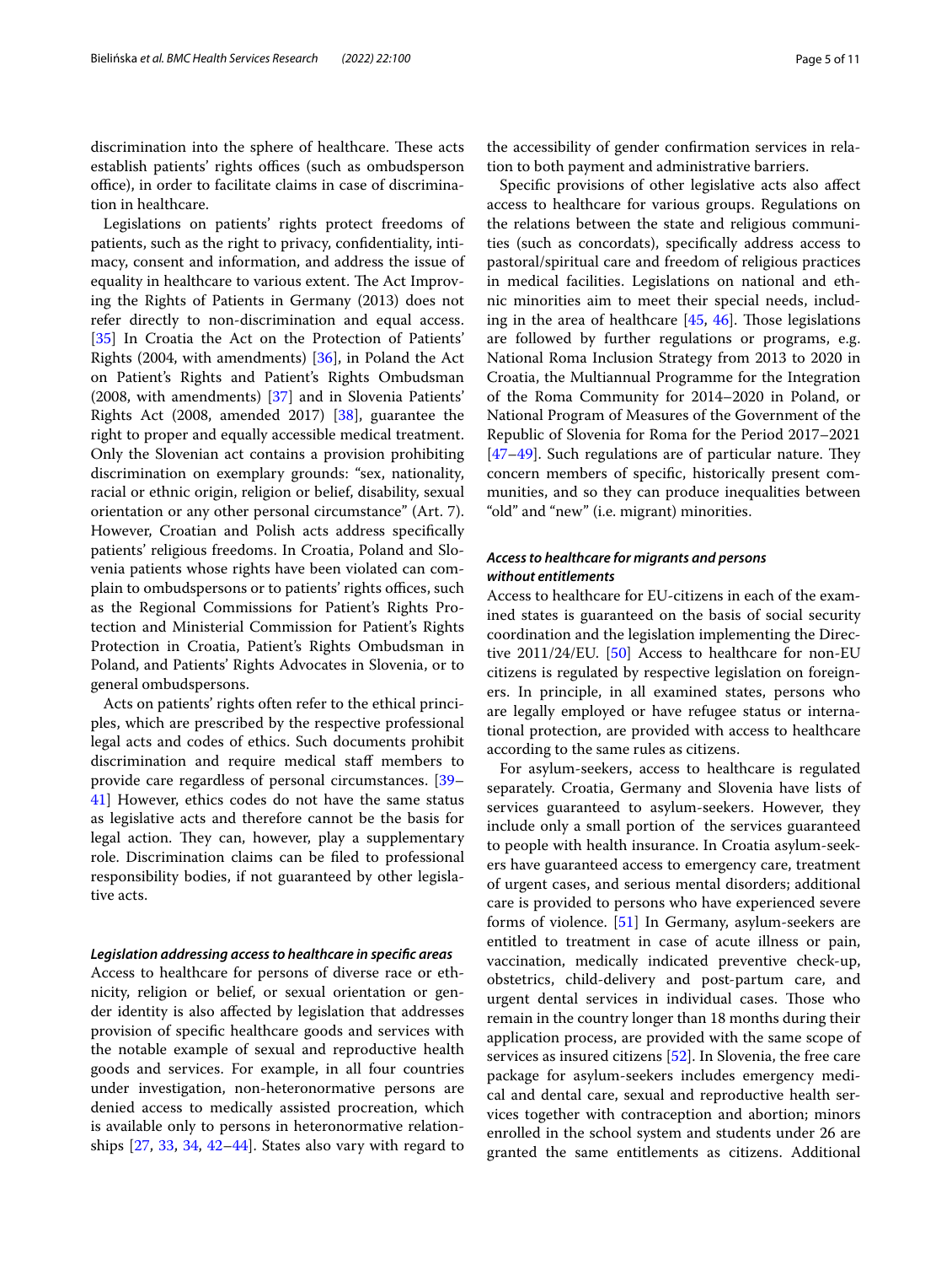discrimination into the sphere of healthcare. These acts establish patients' rights offices (such as ombudsperson office), in order to facilitate claims in case of discrimination in healthcare.

Legislations on patients' rights protect freedoms of patients, such as the right to privacy, confidentiality, intimacy, consent and information, and address the issue of equality in healthcare to various extent. The Act Improving the Rights of Patients in Germany (2013) does not refer directly to non-discrimination and equal access. [35] In Croatia the Act on the Protection of Patients' Rights (2004, with amendments) [36], in Poland the Act on Patient's Rights and Patient's Rights Ombudsman (2008, with amendments) [37] and in Slovenia Patients' Rights Act (2008, amended 2017) [38], guarantee the right to proper and equally accessible medical treatment. Only the Slovenian act contains a provision prohibiting discrimination on exemplary grounds: "sex, nationality, racial or ethnic origin, religion or belief, disability, sexual orientation or any other personal circumstance" (Art. 7). However, Croatian and Polish acts address specifically patients' religious freedoms. In Croatia, Poland and Slovenia patients whose rights have been violated can complain to ombudspersons or to patients' rights offices, such as the Regional Commissions for Patient's Rights Protection and Ministerial Commission for Patient's Rights Protection in Croatia, Patient's Rights Ombudsman in Poland, and Patients' Rights Advocates in Slovenia, or to general ombudspersons.

Acts on patients' rights often refer to the ethical principles, which are prescribed by the respective professional legal acts and codes of ethics. Such documents prohibit discrimination and require medical staff members to provide care regardless of personal circumstances. [39–41] However, ethics codes do not have the same status as legislative acts and therefore cannot be the basis for legal action. They can, however, play a supplementary role. Discrimination claims can be filed to professional responsibility bodies, if not guaranteed by other legislative acts.

### *Legislation addressing access to healthcare in specific areas*

Access to healthcare for persons of diverse race or ethnicity, religion or belief, or sexual orientation or gender identity is also affected by legislation that addresses provision of specific healthcare goods and services with the notable example of sexual and reproductive health goods and services. For example, in all four countries under investigation, non-heteronormative persons are denied access to medically assisted procreation, which is available only to persons in heteronormative relationships [27, 33, 34, 42–44]. States also vary with regard to the accessibility of gender confirmation services in relation to both payment and administrative barriers.

Specific provisions of other legislative acts also affect access to healthcare for various groups. Regulations on the relations between the state and religious communities (such as concordats), specifically address access to pastoral/spiritual care and freedom of religious practices in medical facilities. Legislations on national and ethnic minorities aim to meet their special needs, including in the area of healthcare [45, 46]. Those legislations are followed by further regulations or programs, e.g. National Roma Inclusion Strategy from 2013 to 2020 in Croatia, the Multiannual Programme for the Integration of the Roma Community for 2014–2020 in Poland, or National Program of Measures of the Government of the Republic of Slovenia for Roma for the Period 2017–2021 [47–49]. Such regulations are of particular nature. They concern members of specific, historically present communities, and so they can produce inequalities between "old" and "new" (i.e. migrant) minorities.

### *Access to healthcare for migrants and persons without entitlements*

Access to healthcare for EU-citizens in each of the examined states is guaranteed on the basis of social security coordination and the legislation implementing the Directive 2011/24/EU. [50] Access to healthcare for non-EU citizens is regulated by respective legislation on foreigners. In principle, in all examined states, persons who are legally employed or have refugee status or international protection, are provided with access to healthcare according to the same rules as citizens.

For asylum-seekers, access to healthcare is regulated separately. Croatia, Germany and Slovenia have lists of services guaranteed to asylum-seekers. However, they include only a small portion of the services guaranteed to people with health insurance. In Croatia asylum-seekers have guaranteed access to emergency care, treatment of urgent cases, and serious mental disorders; additional care is provided to persons who have experienced severe forms of violence. [51] In Germany, asylum-seekers are entitled to treatment in case of acute illness or pain, vaccination, medically indicated preventive check-up, obstetrics, child-delivery and post-partum care, and urgent dental services in individual cases. Those who remain in the country longer than 18 months during their application process, are provided with the same scope of services as insured citizens [52]. In Slovenia, the free care package for asylum-seekers includes emergency medical and dental care, sexual and reproductive health services together with contraception and abortion; minors enrolled in the school system and students under 26 are granted the same entitlements as citizens. Additional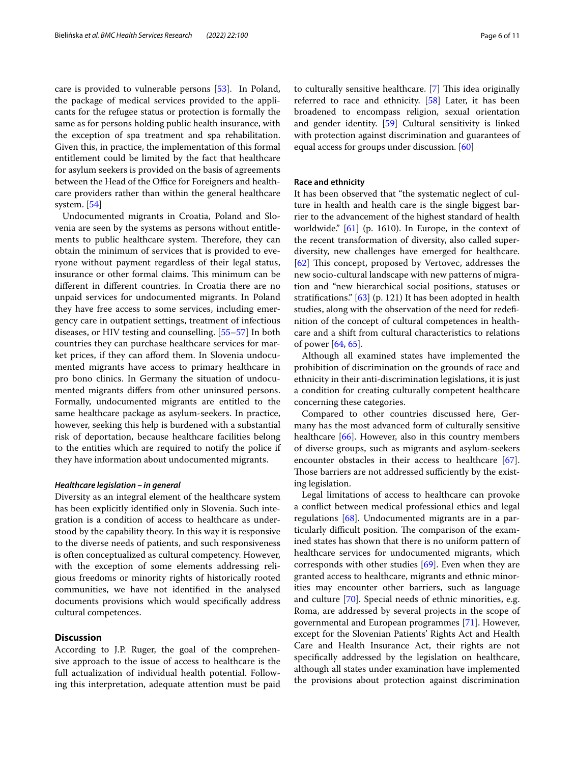care is provided to vulnerable persons [53]. In Poland, the package of medical services provided to the applicants for the refugee status or protection is formally the same as for persons holding public health insurance, with the exception of spa treatment and spa rehabilitation. Given this, in practice, the implementation of this formal entitlement could be limited by the fact that healthcare for asylum seekers is provided on the basis of agreements between the Head of the Office for Foreigners and healthcare providers rather than within the general healthcare system. [54]

Undocumented migrants in Croatia, Poland and Slovenia are seen by the systems as persons without entitlements to public healthcare system. Therefore, they can obtain the minimum of services that is provided to everyone without payment regardless of their legal status, insurance or other formal claims. This minimum can be different in different countries. In Croatia there are no unpaid services for undocumented migrants. In Poland they have free access to some services, including emergency care in outpatient settings, treatment of infectious diseases, or HIV testing and counselling. [55–57] In both countries they can purchase healthcare services for market prices, if they can afford them. In Slovenia undocumented migrants have access to primary healthcare in pro bono clinics. In Germany the situation of undocumented migrants differs from other uninsured persons. Formally, undocumented migrants are entitled to the same healthcare package as asylum-seekers. In practice, however, seeking this help is burdened with a substantial risk of deportation, because healthcare facilities belong to the entities which are required to notify the police if they have information about undocumented migrants.

### *Healthcare legislation – in general*

Diversity as an integral element of the healthcare system has been explicitly identified only in Slovenia. Such integration is a condition of access to healthcare as understood by the capability theory. In this way it is responsive to the diverse needs of patients, and such responsiveness is often conceptualized as cultural competency. However, with the exception of some elements addressing religious freedoms or minority rights of historically rooted communities, we have not identified in the analysed documents provisions which would specifically address cultural competences.

## Discussion

According to J.P. Ruger, the goal of the comprehensive approach to the issue of access to healthcare is the full actualization of individual health potential. Following this interpretation, adequate attention must be paid to culturally sensitive healthcare. [7] This idea originally referred to race and ethnicity. [58] Later, it has been broadened to encompass religion, sexual orientation and gender identity. [59] Cultural sensitivity is linked with protection against discrimination and guarantees of equal access for groups under discussion. [60]

### Race and ethnicity

It has been observed that "the systematic neglect of culture in health and health care is the single biggest barrier to the advancement of the highest standard of health worldwide." [61] (p. 1610). In Europe, in the context of the recent transformation of diversity, also called superdiversity, new challenges have emerged for healthcare. [62] This concept, proposed by Vertovec, addresses the new socio-cultural landscape with new patterns of migration and "new hierarchical social positions, statuses or stratifications." [63] (p. 121) It has been adopted in health studies, along with the observation of the need for redefinition of the concept of cultural competences in healthcare and a shift from cultural characteristics to relations of power [64, 65].

Although all examined states have implemented the prohibition of discrimination on the grounds of race and ethnicity in their anti-discrimination legislations, it is just a condition for creating culturally competent healthcare concerning these categories.

Compared to other countries discussed here, Germany has the most advanced form of culturally sensitive healthcare [66]. However, also in this country members of diverse groups, such as migrants and asylum-seekers encounter obstacles in their access to healthcare [67]. Those barriers are not addressed sufficiently by the existing legislation.

Legal limitations of access to healthcare can provoke a conflict between medical professional ethics and legal regulations [68]. Undocumented migrants are in a particularly difficult position. The comparison of the examined states has shown that there is no uniform pattern of healthcare services for undocumented migrants, which corresponds with other studies [69]. Even when they are granted access to healthcare, migrants and ethnic minorities may encounter other barriers, such as language and culture [70]. Special needs of ethnic minorities, e.g. Roma, are addressed by several projects in the scope of governmental and European programmes [71]. However, except for the Slovenian Patients' Rights Act and Health Care and Health Insurance Act, their rights are not specifically addressed by the legislation on healthcare, although all states under examination have implemented the provisions about protection against discrimination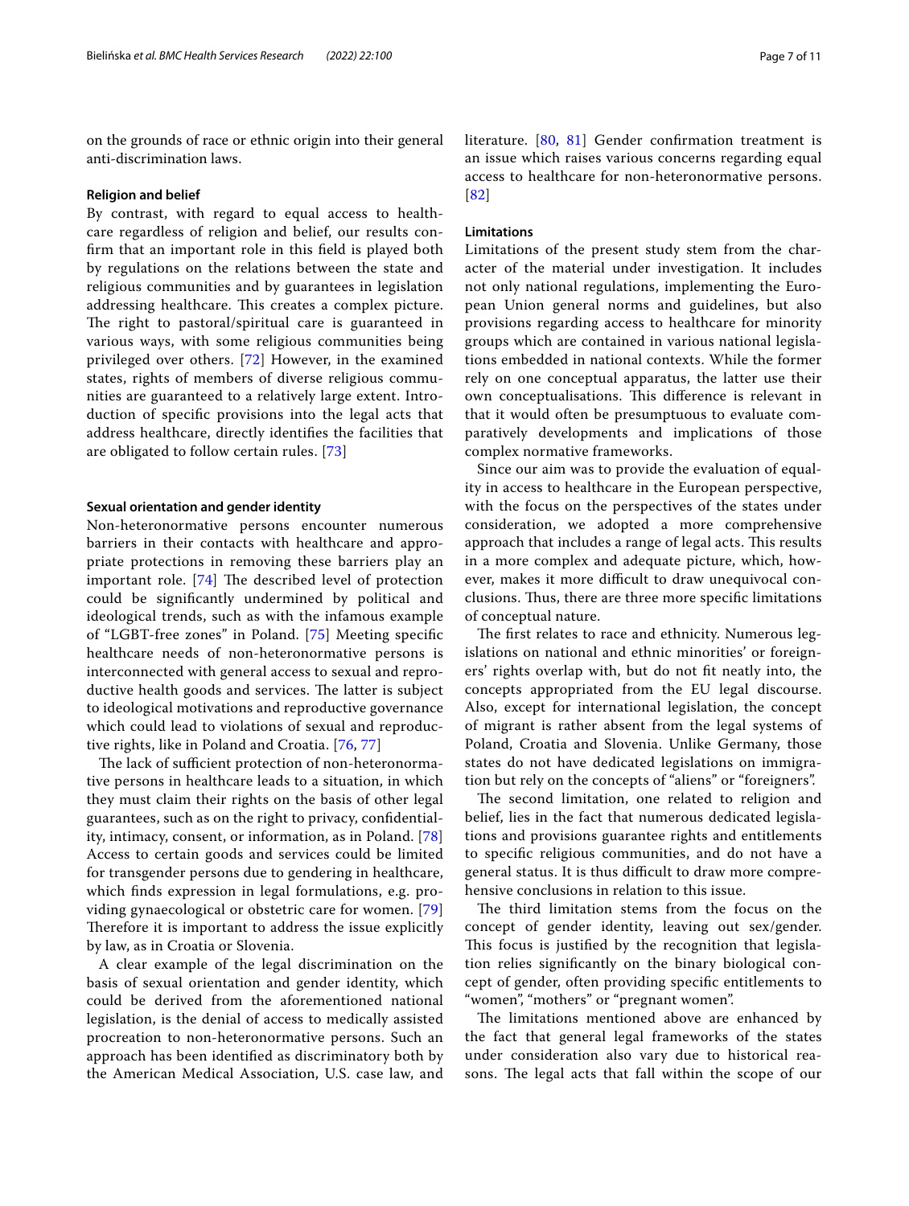on the grounds of race or ethnic origin into their general anti-discrimination laws.

### Religion and belief

By contrast, with regard to equal access to healthcare regardless of religion and belief, our results confirm that an important role in this field is played both by regulations on the relations between the state and religious communities and by guarantees in legislation addressing healthcare. This creates a complex picture. The right to pastoral/spiritual care is guaranteed in various ways, with some religious communities being privileged over others. [72] However, in the examined states, rights of members of diverse religious communities are guaranteed to a relatively large extent. Introduction of specific provisions into the legal acts that address healthcare, directly identifies the facilities that are obligated to follow certain rules. [73]

### Sexual orientation and gender identity

Non-heteronormative persons encounter numerous barriers in their contacts with healthcare and appropriate protections in removing these barriers play an important role. [74] The described level of protection could be significantly undermined by political and ideological trends, such as with the infamous example of "LGBT-free zones" in Poland. [75] Meeting specific healthcare needs of non-heteronormative persons is interconnected with general access to sexual and reproductive health goods and services. The latter is subject to ideological motivations and reproductive governance which could lead to violations of sexual and reproductive rights, like in Poland and Croatia. [76, 77]

The lack of sufficient protection of non-heteronormative persons in healthcare leads to a situation, in which they must claim their rights on the basis of other legal guarantees, such as on the right to privacy, confidentiality, intimacy, consent, or information, as in Poland. [78] Access to certain goods and services could be limited for transgender persons due to gendering in healthcare, which finds expression in legal formulations, e.g. providing gynaecological or obstetric care for women. [79] Therefore it is important to address the issue explicitly by law, as in Croatia or Slovenia.

A clear example of the legal discrimination on the basis of sexual orientation and gender identity, which could be derived from the aforementioned national legislation, is the denial of access to medically assisted procreation to non-heteronormative persons. Such an approach has been identified as discriminatory both by the American Medical Association, U.S. case law, and literature. [80, 81] Gender confirmation treatment is an issue which raises various concerns regarding equal access to healthcare for non-heteronormative persons. [82]

### Limitations

Limitations of the present study stem from the character of the material under investigation. It includes not only national regulations, implementing the European Union general norms and guidelines, but also provisions regarding access to healthcare for minority groups which are contained in various national legislations embedded in national contexts. While the former rely on one conceptual apparatus, the latter use their own conceptualisations. This difference is relevant in that it would often be presumptuous to evaluate comparatively developments and implications of those complex normative frameworks.

Since our aim was to provide the evaluation of equality in access to healthcare in the European perspective, with the focus on the perspectives of the states under consideration, we adopted a more comprehensive approach that includes a range of legal acts. This results in a more complex and adequate picture, which, however, makes it more difficult to draw unequivocal conclusions. Thus, there are three more specific limitations of conceptual nature.

The first relates to race and ethnicity. Numerous legislations on national and ethnic minorities' or foreigners' rights overlap with, but do not fit neatly into, the concepts appropriated from the EU legal discourse. Also, except for international legislation, the concept of migrant is rather absent from the legal systems of Poland, Croatia and Slovenia. Unlike Germany, those states do not have dedicated legislations on immigration but rely on the concepts of "aliens" or "foreigners".

The second limitation, one related to religion and belief, lies in the fact that numerous dedicated legislations and provisions guarantee rights and entitlements to specific religious communities, and do not have a general status. It is thus difficult to draw more comprehensive conclusions in relation to this issue.

The third limitation stems from the focus on the concept of gender identity, leaving out sex/gender. This focus is justified by the recognition that legislation relies significantly on the binary biological concept of gender, often providing specific entitlements to "women", "mothers" or "pregnant women".

The limitations mentioned above are enhanced by the fact that general legal frameworks of the states under consideration also vary due to historical reasons. The legal acts that fall within the scope of our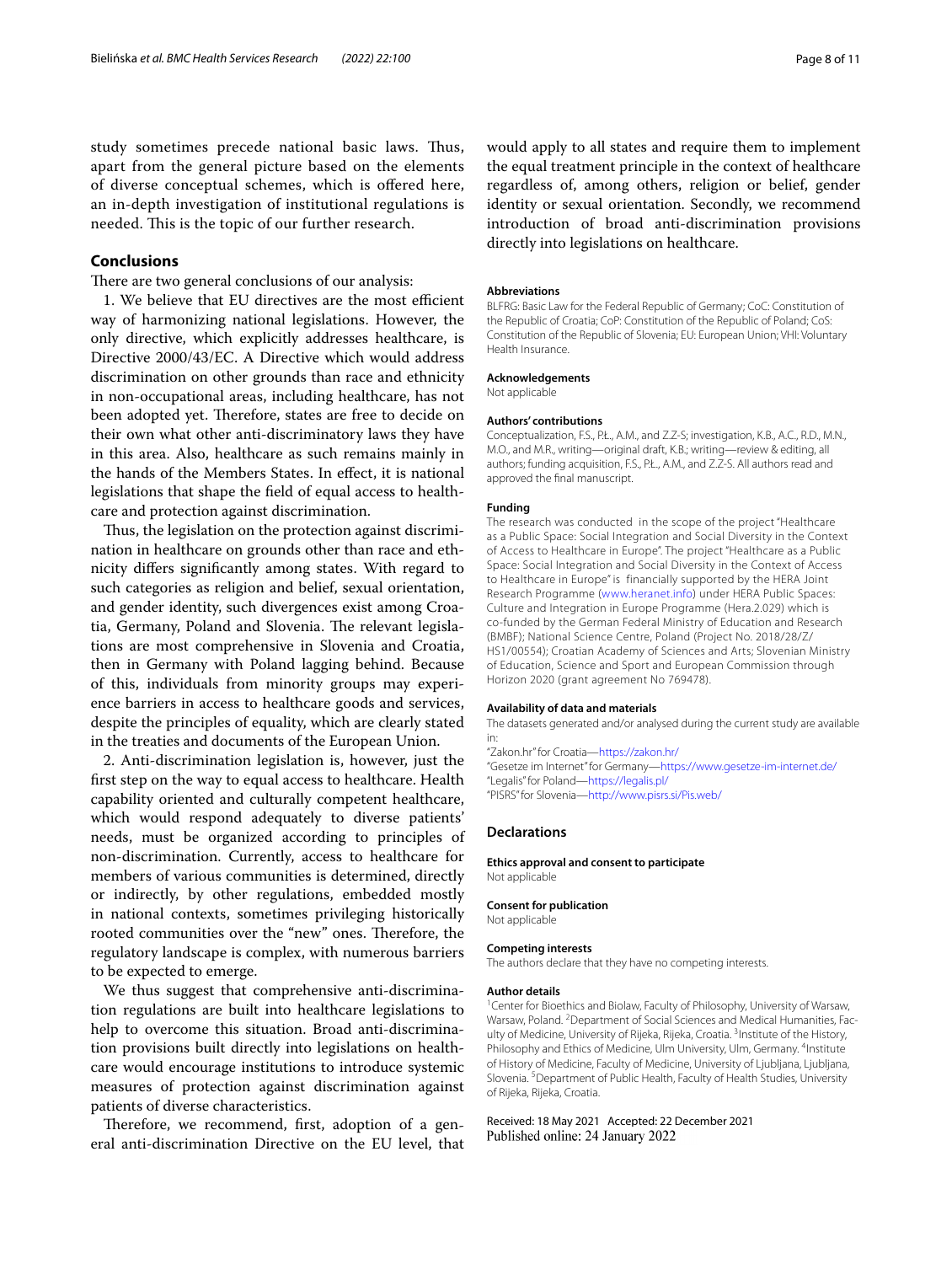study sometimes precede national basic laws. Thus, apart from the general picture based on the elements of diverse conceptual schemes, which is offered here, an in-depth investigation of institutional regulations is needed. This is the topic of our further research.

## Conclusions

There are two general conclusions of our analysis:

1. We believe that EU directives are the most efficient way of harmonizing national legislations. However, the only directive, which explicitly addresses healthcare, is Directive 2000/43/EC. A Directive which would address discrimination on other grounds than race and ethnicity in non-occupational areas, including healthcare, has not been adopted yet. Therefore, states are free to decide on their own what other anti-discriminatory laws they have in this area. Also, healthcare as such remains mainly in the hands of the Members States. In effect, it is national legislations that shape the field of equal access to healthcare and protection against discrimination.

Thus, the legislation on the protection against discrimination in healthcare on grounds other than race and ethnicity differs significantly among states. With regard to such categories as religion and belief, sexual orientation, and gender identity, such divergences exist among Croatia, Germany, Poland and Slovenia. The relevant legislations are most comprehensive in Slovenia and Croatia, then in Germany with Poland lagging behind. Because of this, individuals from minority groups may experience barriers in access to healthcare goods and services, despite the principles of equality, which are clearly stated in the treaties and documents of the European Union.

2. Anti-discrimination legislation is, however, just the first step on the way to equal access to healthcare. Health capability oriented and culturally competent healthcare, which would respond adequately to diverse patients' needs, must be organized according to principles of non-discrimination. Currently, access to healthcare for members of various communities is determined, directly or indirectly, by other regulations, embedded mostly in national contexts, sometimes privileging historically rooted communities over the "new" ones. Therefore, the regulatory landscape is complex, with numerous barriers to be expected to emerge.

We thus suggest that comprehensive anti-discrimination regulations are built into healthcare legislations to help to overcome this situation. Broad anti-discrimination provisions built directly into legislations on healthcare would encourage institutions to introduce systemic measures of protection against discrimination against patients of diverse characteristics.

Therefore, we recommend, first, adoption of a general anti-discrimination Directive on the EU level, that would apply to all states and require them to implement the equal treatment principle in the context of healthcare regardless of, among others, religion or belief, gender identity or sexual orientation. Secondly, we recommend introduction of broad anti-discrimination provisions directly into legislations on healthcare.

#### Abbreviations

BLFRG: Basic Law for the Federal Republic of Germany; CoC: Constitution of the Republic of Croatia; CoP: Constitution of the Republic of Poland; CoS: Constitution of the Republic of Slovenia; EU: European Union; VHI: Voluntary Health Insurance.

#### Acknowledgements

Not applicable

#### Authors' contributions

Conceptualization, F.S., P.Ł., A.M., and Z.Z-S; investigation, K.B., A.C., R.D., M.N., M.O., and M.R., writing—original draft, K.B.; writing—review & editing, all authors; funding acquisition, F.S., P.Ł., A.M., and Z.Z-S. All authors read and approved the final manuscript.

#### Funding

The research was conducted in the scope of the project "Healthcare as a Public Space: Social Integration and Social Diversity in the Context of Access to Healthcare in Europe". The project "Healthcare as a Public Space: Social Integration and Social Diversity in the Context of Access to Healthcare in Europe" is financially supported by the HERA Joint Research Programme (www.heranet.info) under HERA Public Spaces: Culture and Integration in Europe Programme (Hera.2.029) which is co-funded by the German Federal Ministry of Education and Research (BMBF); National Science Centre, Poland (Project No. 2018/28/Z/HS1/00554); Croatian Academy of Sciences and Arts; Slovenian Ministry of Education, Science and Sport and European Commission through Horizon 2020 (grant agreement No 769478).

#### Availability of data and materials

The datasets generated and/or analysed during the current study are available in:

"Zakon.hr" for Croatia—https://zakon.hr/

"Gesetze im Internet" for Germany—https://www.gesetze-im-internet.de/

"Legalis" for Poland—https://legalis.pl/

"PISRS" for Slovenia—http://www.pisrs.si/Pis.web/

## Declarations

#### Ethics approval and consent to participate

Not applicable

#### Consent for publication

Not applicable

#### Competing interests

The authors declare that they have no competing interests.

#### Author details

[1]Center for Bioethics and Biolaw, Faculty of Philosophy, University of Warsaw, Warsaw, Poland. [2]Department of Social Sciences and Medical Humanities, Faculty of Medicine, University of Rijeka, Rijeka, Croatia. [3]Institute of the History, Philosophy and Ethics of Medicine, Ulm University, Ulm, Germany. [4]Institute of History of Medicine, Faculty of Medicine, University of Ljubljana, Ljubljana, Slovenia. [5]Department of Public Health, Faculty of Health Studies, University of Rijeka, Rijeka, Croatia.

Received: 18 May 2021 Accepted: 22 December 2021
Published online: 24 January 2022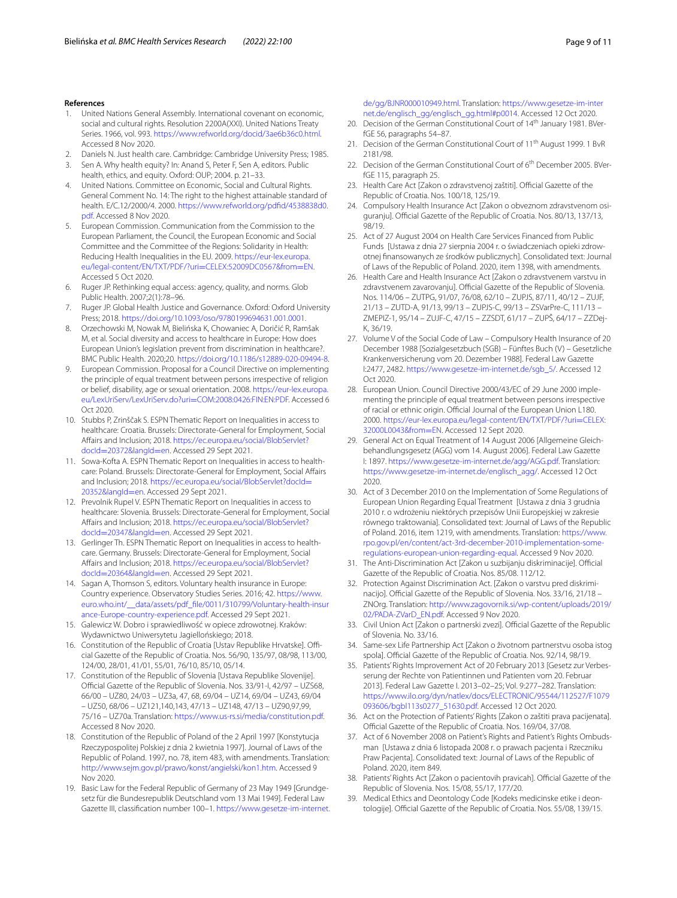## References

1. United Nations General Assembly. International covenant on economic, social and cultural rights. Resolution 2200A(XXI). United Nations Treaty Series. 1966, vol. 993. https://www.refworld.org/docid/3ae6b36c0.html. Accessed 8 Nov 2020.
2. Daniels N. Just health care. Cambridge: Cambridge University Press; 1985.
3. Sen A. Why health equity? In: Anand S, Peter F, Sen A, editors. Public health, ethics, and equity. Oxford: OUP; 2004. p. 21–33.
4. United Nations. Committee on Economic, Social and Cultural Rights. General Comment No. 14: The right to the highest attainable standard of health. E/C.12/2000/4. 2000. https://www.refworld.org/pdfid/4538838d0.pdf. Accessed 8 Nov 2020.
5. European Commission. Communication from the Commission to the European Parliament, the Council, the European Economic and Social Committee and the Committee of the Regions: Solidarity in Health: Reducing Health Inequalities in the EU. 2009. https://eur-lex.europa.eu/legal-content/EN/TXT/PDF/?uri=CELEX:52009DC0567&from=EN. Accessed 5 Oct 2020.
6. Ruger JP. Rethinking equal access: agency, quality, and norms. Glob Public Health. 2007;2(1):78–96.
7. Ruger JP. Global Health Justice and Governance. Oxford: Oxford University Press; 2018. https://doi.org/10.1093/oso/9780199694631.001.0001.
8. Orzechowski M, Nowak M, Bielińska K, Chowaniec A, Doričić R, Ramšak M, et al. Social diversity and access to healthcare in Europe: How does European Union's legislation prevent from discrimination in healthcare?. BMC Public Health. 2020;20. https://doi.org/10.1186/s12889-020-09494-8.
9. European Commission. Proposal for a Council Directive on implementing the principle of equal treatment between persons irrespective of religion or belief, disability, age or sexual orientation. 2008. https://eur-lex.europa.eu/LexUriServ/LexUriServ.do?uri=COM:2008:0426:FIN:EN:PDF. Accessed 6 Oct 2020.
10. Stubbs P, Zrinščak S. ESPN Thematic Report on Inequalities in access to healthcare: Croatia. Brussels: Directorate-General for Employment, Social Affairs and Inclusion; 2018. https://ec.europa.eu/social/BlobServlet?docId=20372&langId=en. Accessed 29 Sept 2021.
11. Sowa-Kofta A. ESPN Thematic Report on Inequalities in access to healthcare: Poland. Brussels: Directorate-General for Employment, Social Affairs and Inclusion; 2018. https://ec.europa.eu/social/BlobServlet?docId=20352&langId=en. Accessed 29 Sept 2021.
12. Prevolnik Rupel V. ESPN Thematic Report on Inequalities in access to healthcare: Slovenia. Brussels: Directorate-General for Employment, Social Affairs and Inclusion; 2018. https://ec.europa.eu/social/BlobServlet?docId=20347&langId=en. Accessed 29 Sept 2021.
13. Gerlinger Th. ESPN Thematic Report on Inequalities in access to healthcare. Germany. Brussels: Directorate-General for Employment, Social Affairs and Inclusion; 2018. https://ec.europa.eu/social/BlobServlet?docId=20364&langId=en. Accessed 29 Sept 2021.
14. Sagan A, Thomson S, editors. Voluntary health insurance in Europe: Country experience. Observatory Studies Series. 2016; 42. https://www.euro.who.int/__data/assets/pdf_file/0011/310799/Voluntary-health-insurance-Europe-country-experience.pdf. Accessed 29 Sept 2021.
15. Galewicz W. Dobro i sprawiedliwość w opiece zdrowotnej. Kraków: Wydawnictwo Uniwersytetu Jagiellońskiego; 2018.
16. Constitution of the Republic of Croatia [Ustav Republike Hrvatske]. Official Gazette of the Republic of Croatia. Nos. 56/90, 135/97, 08/98, 113/00, 124/00, 28/01, 41/01, 55/01, 76/10, 85/10, 05/14.
17. Constitution of the Republic of Slovenia [Ustava Republike Slovenije]. Official Gazette of the Republic of Slovenia. Nos. 33/91-I, 42/97 – UZS68, 66/00 – UZ80, 24/03 – UZ3a, 47, 68, 69/04 – UZ14, 69/04 – UZ43, 69/04 – UZ50, 68/06 – UZ121,140,143, 47/13 – UZ148, 47/13 – UZ90,97,99, 75/16 – UZ70a. Translation: https://www.us-rs.si/media/constitution.pdf. Accessed 8 Nov 2020.
18. Constitution of the Republic of Poland of the 2 April 1997 [Konstytucja Rzeczypospolitej Polskiej z dnia 2 kwietnia 1997]. Journal of Laws of the Republic of Poland. 1997, no. 78, item 483, with amendments. Translation: http://www.sejm.gov.pl/prawo/konst/angielski/kon1.htm. Accessed 9 Nov 2020.
19. Basic Law for the Federal Republic of Germany of 23 May 1949 [Grundgesetz für die Bundesrepublik Deutschland vom 13 Mai 1949]. Federal Law Gazette III, classification number 100–1. https://www.gesetze-im-internet.de/gg/BJNR000010949.html. Translation: https://www.gesetze-im-internet.de/englisch_gg/englisch_gg.html#p0014. Accessed 12 Oct 2020.
20. Decision of the German Constitutional Court of 14th January 1981. BVerfGE 56, paragraphs 54–87.
21. Decision of the German Constitutional Court of 11th August 1999. 1 BvR 2181/98.
22. Decision of the German Constitutional Court of 6th December 2005. BVerfGE 115, paragraph 25.
23. Health Care Act [Zakon o zdravstvenoj zaštiti]. Official Gazette of the Republic of Croatia. Nos. 100/18, 125/19.
24. Compulsory Health Insurance Act [Zakon o obveznom zdravstvenom osiguranju]. Official Gazette of the Republic of Croatia. Nos. 80/13, 137/13, 98/19.
25. Act of 27 August 2004 on Health Care Services Financed from Public Funds [Ustawa z dnia 27 sierpnia 2004 r. o świadczeniach opieki zdrowotnej finansowanych ze środków publicznych]. Consolidated text: Journal of Laws of the Republic of Poland. 2020, item 1398, with amendments.
26. Health Care and Health Insurance Act [Zakon o zdravstvenem varstvu in zdravstvenem zavarovanju]. Official Gazette of the Republic of Slovenia. Nos. 114/06 – ZUTPG, 91/07, 76/08, 62/10 – ZUPJS, 87/11, 40/12 – ZUJF, 21/13 – ZUTD-A, 91/13, 99/13 – ZUPJS-C, 99/13 – ZSVarPre-C, 111/13 – ZMEPIZ-1, 95/14 – ZUJF-C, 47/15 – ZZSDT, 61/17 – ZUPŠ, 64/17 – ZZDej-K, 36/19.
27. Volume V of the Social Code of Law – Compulsory Health Insurance of 20 December 1988 [Sozialgesetzbuch (SGB) – Fünftes Buch (V) – Gesetzliche Krankenversicherung vom 20. Dezember 1988]. Federal Law Gazette I:2477, 2482. https://www.gesetze-im-internet.de/sgb_5/. Accessed 12 Oct 2020.
28. European Union. Council Directive 2000/43/EC of 29 June 2000 implementing the principle of equal treatment between persons irrespective of racial or ethnic origin. Official Journal of the European Union L180. 2000. https://eur-lex.europa.eu/legal-content/EN/TXT/PDF/?uri=CELEX:32000L0043&from=EN. Accessed 12 Sept 2020.
29. General Act on Equal Treatment of 14 August 2006 [Allgemeine Gleichbehandlungsgesetz (AGG) vom 14. August 2006]. Federal Law Gazette I: 1897. https://www.gesetze-im-internet.de/agg/AGG.pdf. Translation: https://www.gesetze-im-internet.de/englisch_agg/. Accessed 12 Oct 2020.
30. Act of 3 December 2010 on the Implementation of Some Regulations of European Union Regarding Equal Treatment [Ustawa z dnia 3 grudnia 2010 r. o wdrożeniu niektórych przepisów Unii Europejskiej w zakresie równego traktowania]. Consolidated text: Journal of Laws of the Republic of Poland. 2016, item 1219, with amendments. Translation: https://www.rpo.gov.pl/en/content/act-3rd-december-2010-implementation-some-regulations-european-union-regarding-equal. Accessed 9 Nov 2020.
31. The Anti-Discrimination Act [Zakon u suzbijanju diskriminacije]. Official Gazette of the Republic of Croatia. Nos. 85/08. 112/12.
32. Protection Against Discrimination Act. [Zakon o varstvu pred diskriminacijo]. Official Gazette of the Republic of Slovenia. Nos. 33/16, 21/18 – ZNOrg. Translation: http://www.zagovornik.si/wp-content/uploads/2019/02/PADA-ZVarD_EN.pdf. Accessed 9 Nov 2020.
33. Civil Union Act [Zakon o partnerski zvezi]. Official Gazette of the Republic of Slovenia. No. 33/16.
34. Same-sex Life Partnership Act [Zakon o životnom partnerstvu osoba istog spola]. Official Gazette of the Republic of Croatia. Nos. 92/14, 98/19.
35. Patients' Rights Improvement Act of 20 February 2013 [Gesetz zur Verbesserung der Rechte von Patientinnen und Patienten vom 20. Februar 2013]. Federal Law Gazette I. 2013–02–25; Vol. 9:277–282. Translation: https://www.ilo.org/dyn/natlex/docs/ELECTRONIC/95544/112527/F1079093606/bgbl113s0277_51630.pdf. Accessed 12 Oct 2020.
36. Act on the Protection of Patients' Rights [Zakon o zaštiti prava pacijenata]. Official Gazette of the Republic of Croatia. Nos. 169/04, 37/08.
37. Act of 6 November 2008 on Patient's Rights and Patient's Rights Ombudsman [Ustawa z dnia 6 listopada 2008 r. o prawach pacjenta i Rzeczniku Praw Pacjenta]. Consolidated text: Journal of Laws of the Republic of Poland. 2020, item 849.
38. Patients' Rights Act [Zakon o pacientovih pravicah]. Official Gazette of the Republic of Slovenia. Nos. 15/08, 55/17, 177/20.
39. Medical Ethics and Deontology Code [Kodeks medicinske etike i deontologije]. Official Gazette of the Republic of Croatia. Nos. 55/08, 139/15.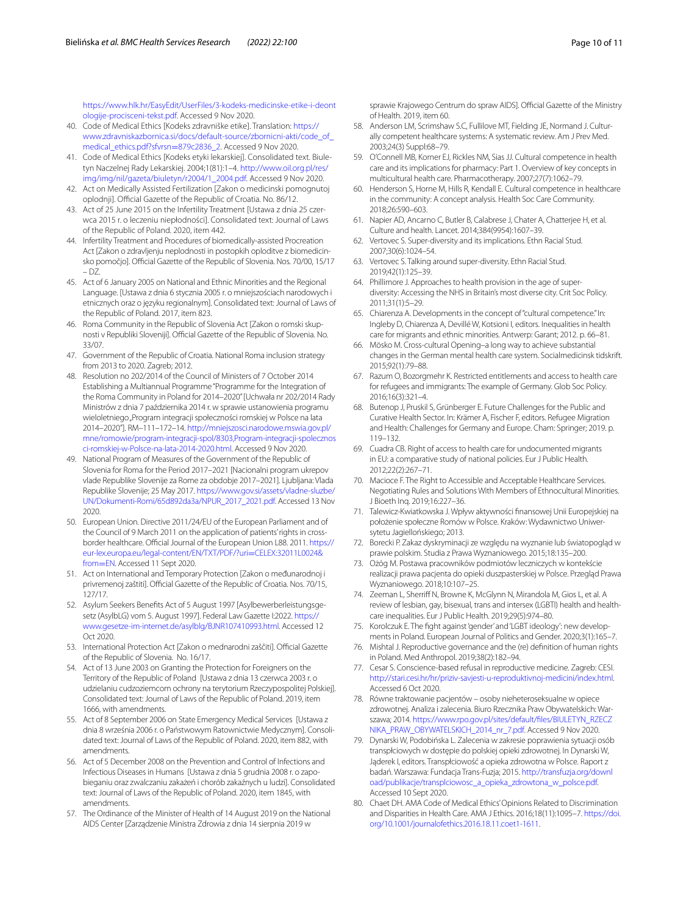https://www.hlk.hr/EasyEdit/UserFiles/3-kodeks-medicinske-etike-i-deontologije-procisceni-tekst.pdf. Accessed 9 Nov 2020.

40. Code of Medical Ethics [Kodeks zdravniške etike]. Translation: https://www.zdravniskazbornica.si/docs/default-source/zbornicni-akti/code_of_medical_ethics.pdf?sfvrsn=879c2836_2. Accessed 9 Nov 2020.
41. Code of Medical Ethics [Kodeks etyki lekarskiej]. Consolidated text. Biuletyn Naczelnej Rady Lekarskiej. 2004;1(81):1–4. http://www.oil.org.pl/res/img/img/nil/gazeta/biuletyn/r2004/1_2004.pdf. Accessed 9 Nov 2020.
42. Act on Medically Assisted Fertilization [Zakon o medicinski pomognutoj oplodnji]. Official Gazette of the Republic of Croatia. No. 86/12.
43. Act of 25 June 2015 on the Infertility Treatment [Ustawa z dnia 25 czerwca 2015 r. o leczeniu niepłodności]. Consolidated text: Journal of Laws of the Republic of Poland. 2020, item 442.
44. Infertility Treatment and Procedures of biomedically-assisted Procreation Act [Zakon o zdravljenju neplodnosti in postopkih oploditve z biomedicinsko pomočjo]. Official Gazette of the Republic of Slovenia. Nos. 70/00, 15/17 – DZ.
45. Act of 6 January 2005 on National and Ethnic Minorities and the Regional Language. [Ustawa z dnia 6 stycznia 2005 r. o mniejszościach narodowych i etnicznych oraz o języku regionalnym]. Consolidated text: Journal of Laws of the Republic of Poland. 2017, item 823.
46. Roma Community in the Republic of Slovenia Act [Zakon o romski skupnosti v Republiki Sloveniji]. Official Gazette of the Republic of Slovenia. No. 33/07.
47. Government of the Republic of Croatia. National Roma inclusion strategy from 2013 to 2020. Zagreb; 2012.
48. Resolution no 202/2014 of the Council of Ministers of 7 October 2014 Establishing a Multiannual Programme "Programme for the Integration of the Roma Community in Poland for 2014–2020" [Uchwała nr 202/2014 Rady Ministrów z dnia 7 października 2014 r. w sprawie ustanowienia programu wieloletniego „Program integracji społeczności romskiej w Polsce na lata 2014–2020"]. RM–111–172–14. http://mniejszosci.narodowe.mswia.gov.pl/mne/romowie/program-integracji-spol/8303,Program-integracji-spolecznosci-romskiej-w-Polsce-na-lata-2014-2020.html. Accessed 9 Nov 2020.
49. National Program of Measures of the Government of the Republic of Slovenia for Roma for the Period 2017–2021 [Nacionalni program ukrepov vlade Republike Slovenije za Rome za obdobje 2017–2021]. Ljubljana: Vlada Republike Slovenije; 25 May 2017. https://www.gov.si/assets/vladne-sluzbe/UN/Dokumenti-Romi/65d892da3a/NPUR_2017_2021.pdf. Accessed 13 Nov 2020.
50. European Union. Directive 2011/24/EU of the European Parliament and of the Council of 9 March 2011 on the application of patients' rights in cross-border healthcare. Official Journal of the European Union L88. 2011. https://eur-lex.europa.eu/legal-content/EN/TXT/PDF/?uri=CELEX:32011L0024&from=EN. Accessed 11 Sept 2020.
51. Act on International and Temporary Protection [Zakon o međunarodnoj i privremenoj zaštiti]. Official Gazette of the Republic of Croatia. Nos. 70/15, 127/17.
52. Asylum Seekers Benefits Act of 5 August 1997 [Asylbewerberleistungsgesetz (AsylbLG) vom 5. August 1997]. Federal Law Gazette I:2022. https://www.gesetze-im-internet.de/asylblg/BJNR107410993.html. Accessed 12 Oct 2020.
53. International Protection Act [Zakon o mednarodni zaščiti]. Official Gazette of the Republic of Slovenia. No. 16/17.
54. Act of 13 June 2003 on Granting the Protection for Foreigners on the Territory of the Republic of Poland [Ustawa z dnia 13 czerwca 2003 r. o udzielaniu cudzoziemcom ochrony na terytorium Rzeczypospolitej Polskiej]. Consolidated text: Journal of Laws of the Republic of Poland. 2019, item 1666, with amendments.
55. Act of 8 September 2006 on State Emergency Medical Services [Ustawa z dnia 8 września 2006 r. o Państwowym Ratownictwie Medycznym]. Consolidated text: Journal of Laws of the Republic of Poland. 2020, item 882, with amendments.
56. Act of 5 December 2008 on the Prevention and Control of Infections and Infectious Diseases in Humans [Ustawa z dnia 5 grudnia 2008 r. o zapobieganiu oraz zwalczaniu zakażeń i chorób zakaźnych u ludzi]. Consolidated text: Journal of Laws of the Republic of Poland. 2020, item 1845, with amendments.
57. The Ordinance of the Minister of Health of 14 August 2019 on the National AIDS Center [Zarządzenie Ministra Zdrowia z dnia 14 sierpnia 2019 w sprawie Krajowego Centrum do spraw AIDS]. Official Gazette of the Ministry of Health. 2019, item 60.
58. Anderson LM, Scrimshaw S.C, Fullilove MT, Fielding JE, Normand J. Culturally competent healthcare systems: A systematic review. Am J Prev Med. 2003;24(3) Suppl:68–79.
59. O'Connell MB, Korner EJ, Rickles NM, Sias JJ. Cultural competence in health care and its implications for pharmacy: Part 1. Overview of key concepts in multicultural health care. Pharmacotherapy. 2007;27(7):1062–79.
60. Henderson S, Horne M, Hills R, Kendall E. Cultural competence in healthcare in the community: A concept analysis. Health Soc Care Community. 2018;26:590–603.
61. Napier AD, Ancarno C, Butler B, Calabrese J, Chater A, Chatterjee H, et al. Culture and health. Lancet. 2014;384(9954):1607–39.
62. Vertovec S. Super-diversity and its implications. Ethn Racial Stud. 2007;30(6):1024–54.
63. Vertovec S. Talking around super-diversity. Ethn Racial Stud. 2019;42(1):125–39.
64. Phillimore J. Approaches to health provision in the age of super-diversity: Accessing the NHS in Britain's most diverse city. Crit Soc Policy. 2011;31(1):5–29.
65. Chiarenza A. Developments in the concept of "cultural competence." In: Ingleby D, Chiarenza A, Devillé W, Kotsioni I, editors. Inequalities in health care for migrants and ethnic minorities. Antwerp: Garant; 2012. p. 66–81.
66. Mösko M. Cross-cultural Opening–a long way to achieve substantial changes in the German mental health care system. Socialmedicinsk tidskrift. 2015;92(1):79–88.
67. Razum O, Bozorgmehr K. Restricted entitlements and access to health care for refugees and immigrants: The example of Germany. Glob Soc Policy. 2016;16(3):321–4.
68. Butenop J, Pruskil S, Grünberger E. Future Challenges for the Public and Curative Health Sector. In: Krämer A, Fischer F, editors. Refugee Migration and Health: Challenges for Germany and Europe. Cham: Springer; 2019. p. 119–132.
69. Cuadra CB. Right of access to health care for undocumented migrants in EU: a comparative study of national policies. Eur J Public Health. 2012;22(2):267–71.
70. Macioce F. The Right to Accessible and Acceptable Healthcare Services. Negotiating Rules and Solutions With Members of Ethnocultural Minorities. J Bioeth Inq. 2019;16:227–36.
71. Talewicz-Kwiatkowska J. Wpływ aktywności finansowej Unii Europejskiej na położenie społeczne Romów w Polsce. Kraków: Wydawnictwo Uniwersytetu Jagiellońskiego; 2013.
72. Borecki P. Zakaz dyskryminacji ze względu na wyznanie lub światopogląd w prawie polskim. Studia z Prawa Wyznaniowego. 2015;18:135–200.
73. Ożóg M. Postawa pracowników podmiotów leczniczych w kontekście realizacji prawa pacjenta do opieki duszpasterskiej w Polsce. Przegląd Prawa Wyznaniowego. 2018;10:107–25.
74. Zeeman L, Sherriff N, Browne K, McGlynn N, Mirandola M, Gios L, et al. A review of lesbian, gay, bisexual, trans and intersex (LGBTI) health and healthcare inequalities. Eur J Public Health. 2019;29(5):974–80.
75. Korolczuk E. The fight against 'gender' and 'LGBT ideology': new developments in Poland. European Journal of Politics and Gender. 2020;3(1):165–7.
76. Mishtal J. Reproductive governance and the (re) definition of human rights in Poland. Med Anthropol. 2019;38(2):182–94.
77. Cesar S. Conscience-based refusal in reproductive medicine. Zagreb: CESI. http://stari.cesi.hr/hr/priziv-savjesti-u-reproduktivnoj-medicini/index.html. Accessed 6 Oct 2020.
78. Równe traktowanie pacjentów – osoby nieheteroseksualne w opiece zdrowotnej. Analiza i zalecenia. Biuro Rzecznika Praw Obywatelskich: Warszawa; 2014. https://www.rpo.gov.pl/sites/default/files/BIULETYN_RZECZNIKA_PRAW_OBYWATELSKICH_2014_nr_7.pdf. Accessed 9 Nov 2020.
79. Dynarski W, Podobińska L. Zalecenia w zakresie poprawienia sytuacji osób transpłciowych w dostępie do polskiej opieki zdrowotnej. In Dynarski W, Jąderek I, editors. Transpłciowość a opieka zdrowotna w Polsce. Raport z badań. Warszawa: Fundacja Trans-Fuzja; 2015. http://transfuzja.org/download/publikacje/transplciowosc_a_opieka_zdrowtona_w_polsce.pdf. Accessed 10 Sept 2020.
80. Chaet DH. AMA Code of Medical Ethics' Opinions Related to Discrimination and Disparities in Health Care. AMA J Ethics. 2016;18(11):1095–7. https://doi.org/10.1001/journalofethics.2016.18.11.coet1-1611.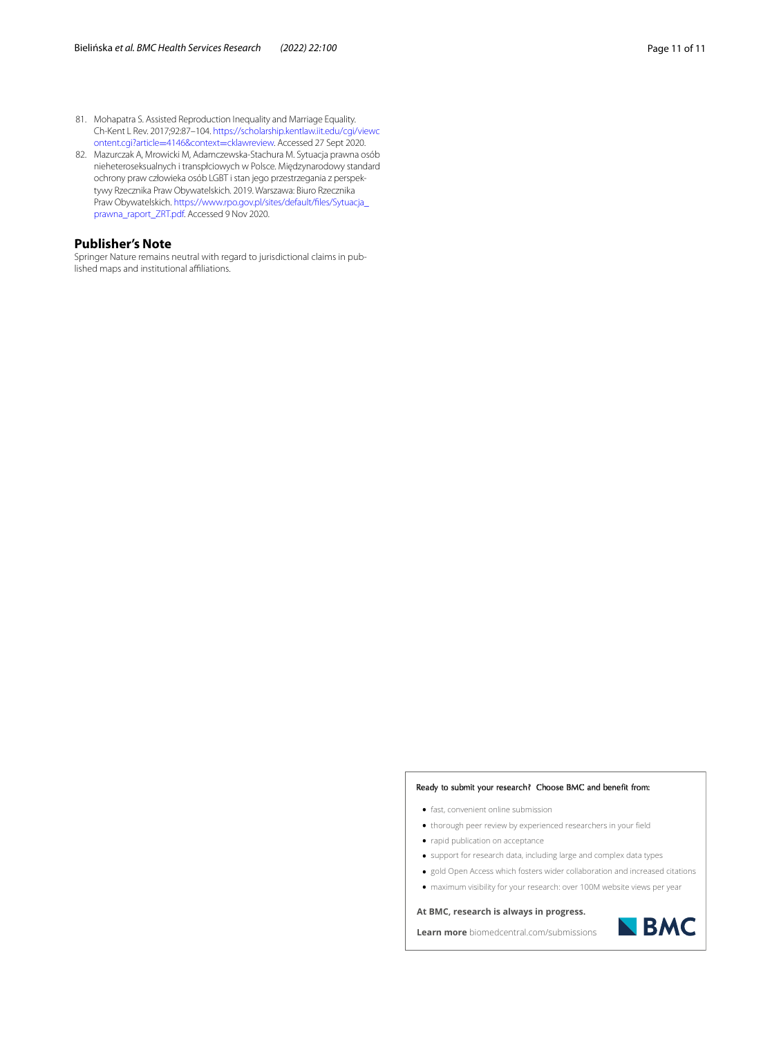81. Mohapatra S. Assisted Reproduction Inequality and Marriage Equality. Ch-Kent L Rev. 2017;92:87–104. https://scholarship.kentlaw.iit.edu/cgi/viewcontent.cgi?article=4146&context=cklawreview. Accessed 27 Sept 2020.
82. Mazurczak A, Mrowicki M, Adamczewska-Stachura M. Sytuacja prawna osób nieheteroseksualnych i transpłciowych w Polsce. Międzynarodowy standard ochrony praw człowieka osób LGBT i stan jego przestrzegania z perspektywy Rzecznika Praw Obywatelskich. 2019. Warszawa: Biuro Rzecznika Praw Obywatelskich. https://www.rpo.gov.pl/sites/default/files/Sytuacja_prawna_raport_ZRT.pdf. Accessed 9 Nov 2020.

## Publisher's Note

Springer Nature remains neutral with regard to jurisdictional claims in published maps and institutional affiliations.

Ready to submit your research? Choose BMC and benefit from:

- fast, convenient online submission
- thorough peer review by experienced researchers in your field
- rapid publication on acceptance
- support for research data, including large and complex data types
- gold Open Access which fosters wider collaboration and increased citations
- maximum visibility for your research: over 100M website views per year

**At BMC, research is always in progress.**

**Learn more** biomedcentral.com/submissions

BMC